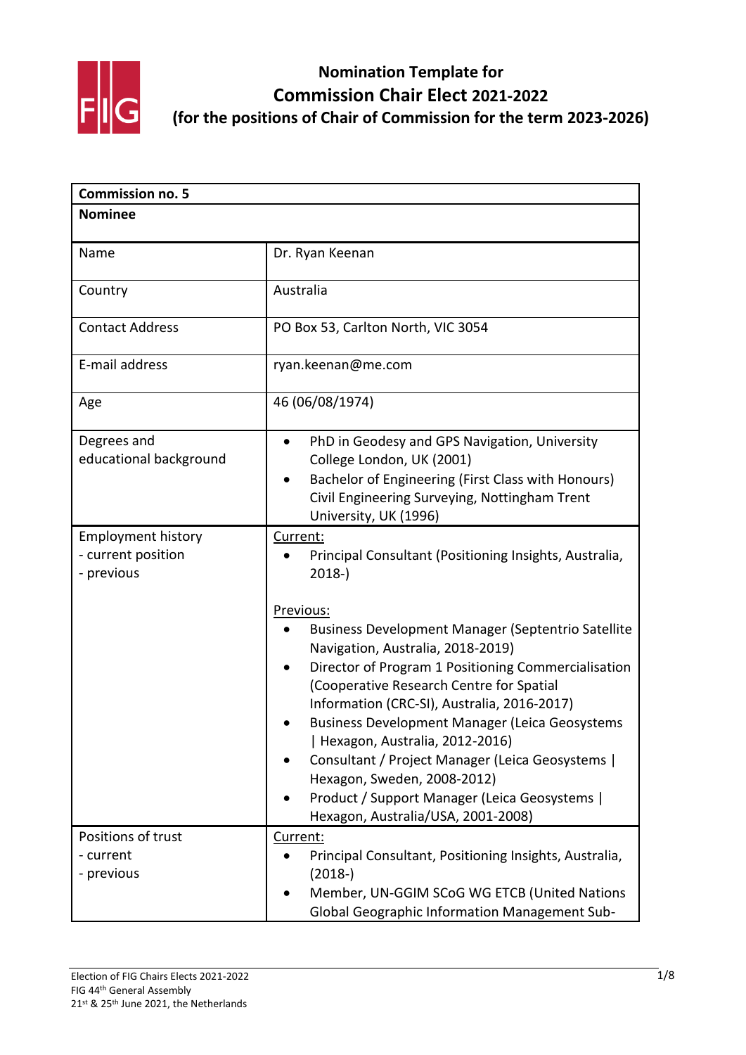# Nomination Template for Commission Chair Elect 2021-2022

## (for the positions of Chair of Commission for the term 2023-2026)

| **Commission no. 5** | |
|---|---|
| **Nominee** | |
| Name | Dr. Ryan Keenan |
| Country | Australia |
| Contact Address | PO Box 53, Carlton North, VIC 3054 |
| E-mail address | ryan.keenan@me.com |
| Age | 46 (06/08/1974) |
| Degrees and educational background | • PhD in Geodesy and GPS Navigation, University College London, UK (2001)<br>• Bachelor of Engineering (First Class with Honours) Civil Engineering Surveying, Nottingham Trent University, UK (1996) |
| Employment history<br>- current position<br>- previous | Current:<br>• Principal Consultant (Positioning Insights, Australia, 2018-)<br><br>Previous:<br>• Business Development Manager (Septentrio Satellite Navigation, Australia, 2018-2019)<br>• Director of Program 1 Positioning Commercialisation (Cooperative Research Centre for Spatial Information (CRC-SI), Australia, 2016-2017)<br>• Business Development Manager (Leica Geosystems \| Hexagon, Australia, 2012-2016)<br>• Consultant / Project Manager (Leica Geosystems \| Hexagon, Sweden, 2008-2012)<br>• Product / Support Manager (Leica Geosystems \| Hexagon, Australia/USA, 2001-2008) |
| Positions of trust<br>- current<br>- previous | Current:<br>• Principal Consultant, Positioning Insights, Australia, (2018-)<br>• Member, UN-GGIM SCoG WG ETCB (United Nations Global Geographic Information Management Sub- |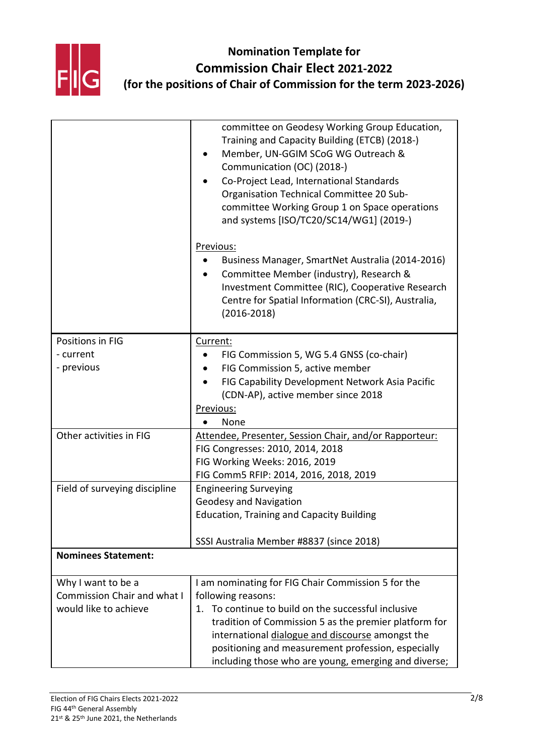# Nomination Template for Commission Chair Elect 2021-2022 (for the positions of Chair of Commission for the term 2023-2026)

| | |
|---|---|
| | committee on Geodesy Working Group Education, Training and Capacity Building (ETCB) (2018-)<br>• Member, UN-GGIM SCoG WG Outreach & Communication (OC) (2018-)<br>• Co-Project Lead, International Standards Organisation Technical Committee 20 Sub-committee Working Group 1 on Space operations and systems [ISO/TC20/SC14/WG1] (2019-)<br><br><u>Previous:</u><br>• Business Manager, SmartNet Australia (2014-2016)<br>• Committee Member (industry), Research & Investment Committee (RIC), Cooperative Research Centre for Spatial Information (CRC-SI), Australia, (2016-2018) |
| Positions in FIG<br>- current<br>- previous | <u>Current:</u><br>• FIG Commission 5, WG 5.4 GNSS (co-chair)<br>• FIG Commission 5, active member<br>• FIG Capability Development Network Asia Pacific (CDN-AP), active member since 2018<br><u>Previous:</u><br>• None |
| Other activities in FIG | <u>Attendee, Presenter, Session Chair, and/or Rapporteur:</u><br>FIG Congresses: 2010, 2014, 2018<br>FIG Working Weeks: 2016, 2019<br>FIG Comm5 RFIP: 2014, 2016, 2018, 2019 |
| Field of surveying discipline | Engineering Surveying<br>Geodesy and Navigation<br>Education, Training and Capacity Building<br><br>SSSI Australia Member #8837 (since 2018) |
| **Nominees Statement:** | |
| Why I want to be a Commission Chair and what I would like to achieve | I am nominating for FIG Chair Commission 5 for the following reasons:<br>1. To continue to build on the successful inclusive tradition of Commission 5 as the premier platform for international <u>dialogue and discourse</u> amongst the positioning and measurement profession, especially including those who are young, emerging and diverse; |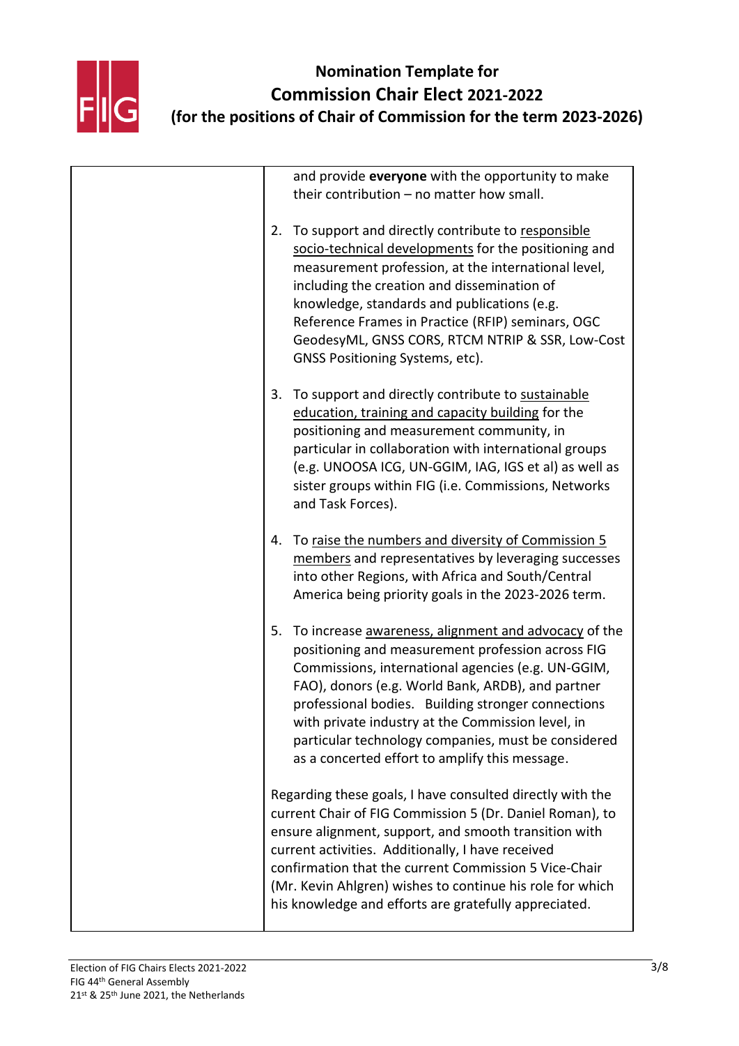# Nomination Template for Commission Chair Elect 2021-2022 (for the positions of Chair of Commission for the term 2023-2026)

| | |
|---|---|
| | and provide **everyone** with the opportunity to make their contribution – no matter how small.<br><br>2. To support and directly contribute to <u>responsible socio-technical developments</u> for the positioning and measurement profession, at the international level, including the creation and dissemination of knowledge, standards and publications (e.g. Reference Frames in Practice (RFIP) seminars, OGC GeodesyML, GNSS CORS, RTCM NTRIP & SSR, Low-Cost GNSS Positioning Systems, etc).<br><br>3. To support and directly contribute to <u>sustainable education, training and capacity building</u> for the positioning and measurement community, in particular in collaboration with international groups (e.g. UNOOSA ICG, UN-GGIM, IAG, IGS et al) as well as sister groups within FIG (i.e. Commissions, Networks and Task Forces).<br><br>4. To <u>raise the numbers and diversity of Commission 5 members</u> and representatives by leveraging successes into other Regions, with Africa and South/Central America being priority goals in the 2023-2026 term.<br><br>5. To increase <u>awareness, alignment and advocacy</u> of the positioning and measurement profession across FIG Commissions, international agencies (e.g. UN-GGIM, FAO), donors (e.g. World Bank, ARDB), and partner professional bodies. Building stronger connections with private industry at the Commission level, in particular technology companies, must be considered as a concerted effort to amplify this message.<br><br>Regarding these goals, I have consulted directly with the current Chair of FIG Commission 5 (Dr. Daniel Roman), to ensure alignment, support, and smooth transition with current activities. Additionally, I have received confirmation that the current Commission 5 Vice-Chair (Mr. Kevin Ahlgren) wishes to continue his role for which his knowledge and efforts are gratefully appreciated. |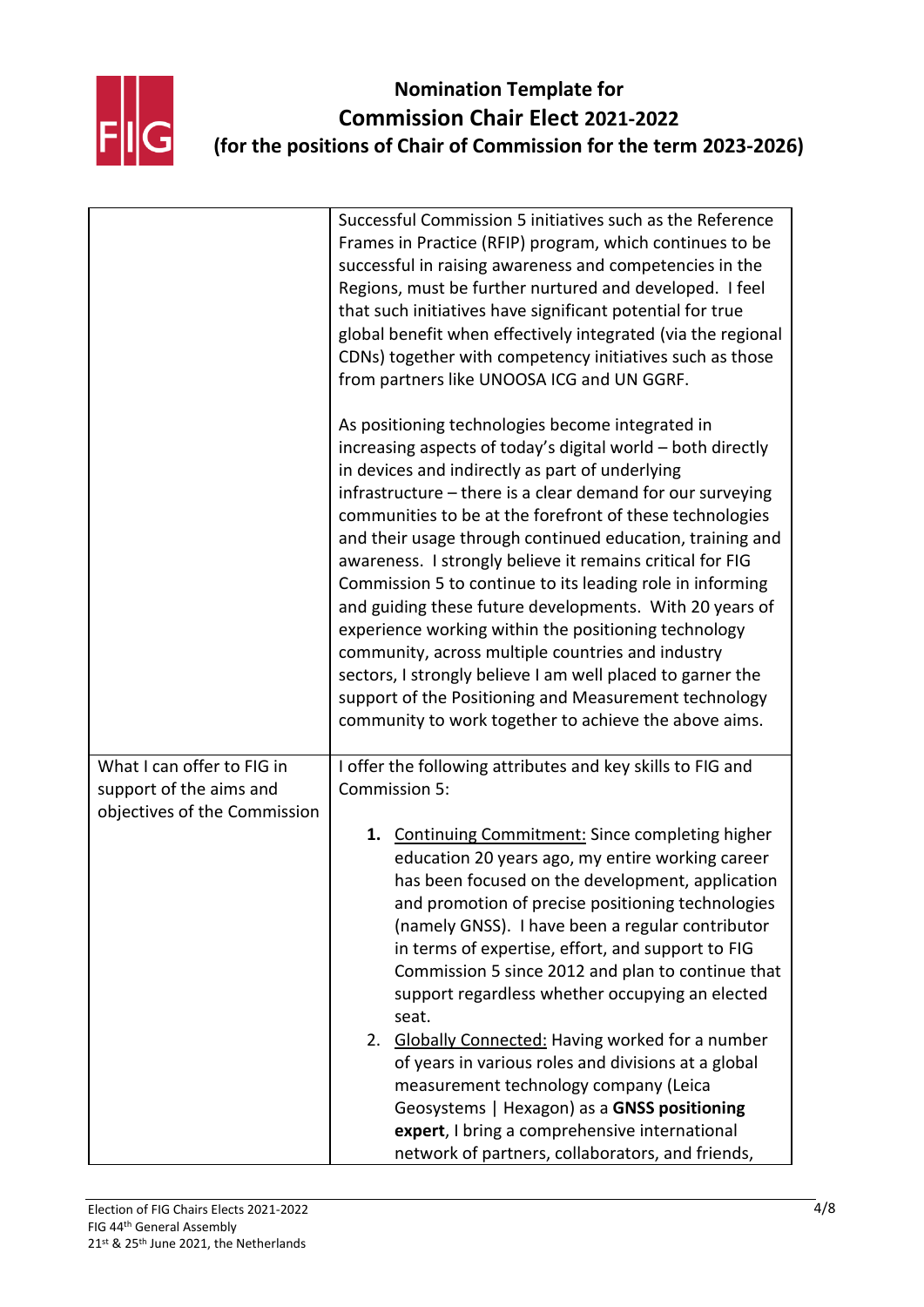# Nomination Template for Commission Chair Elect 2021-2022 (for the positions of Chair of Commission for the term 2023-2026)

| | |
|---|---|
| | Successful Commission 5 initiatives such as the Reference Frames in Practice (RFIP) program, which continues to be successful in raising awareness and competencies in the Regions, must be further nurtured and developed. I feel that such initiatives have significant potential for true global benefit when effectively integrated (via the regional CDNs) together with competency initiatives such as those from partners like UNOOSA ICG and UN GGRF.<br><br>As positioning technologies become integrated in increasing aspects of today's digital world – both directly in devices and indirectly as part of underlying infrastructure – there is a clear demand for our surveying communities to be at the forefront of these technologies and their usage through continued education, training and awareness. I strongly believe it remains critical for FIG Commission 5 to continue to its leading role in informing and guiding these future developments. With 20 years of experience working within the positioning technology community, across multiple countries and industry sectors, I strongly believe I am well placed to garner the support of the Positioning and Measurement technology community to work together to achieve the above aims. |
| What I can offer to FIG in support of the aims and objectives of the Commission | I offer the following attributes and key skills to FIG and Commission 5:<br><br>**1.** Continuing Commitment: Since completing higher education 20 years ago, my entire working career has been focused on the development, application and promotion of precise positioning technologies (namely GNSS). I have been a regular contributor in terms of expertise, effort, and support to FIG Commission 5 since 2012 and plan to continue that support regardless whether occupying an elected seat.<br>2. Globally Connected: Having worked for a number of years in various roles and divisions at a global measurement technology company (Leica Geosystems \| Hexagon) as a **GNSS positioning expert**, I bring a comprehensive international network of partners, collaborators, and friends, |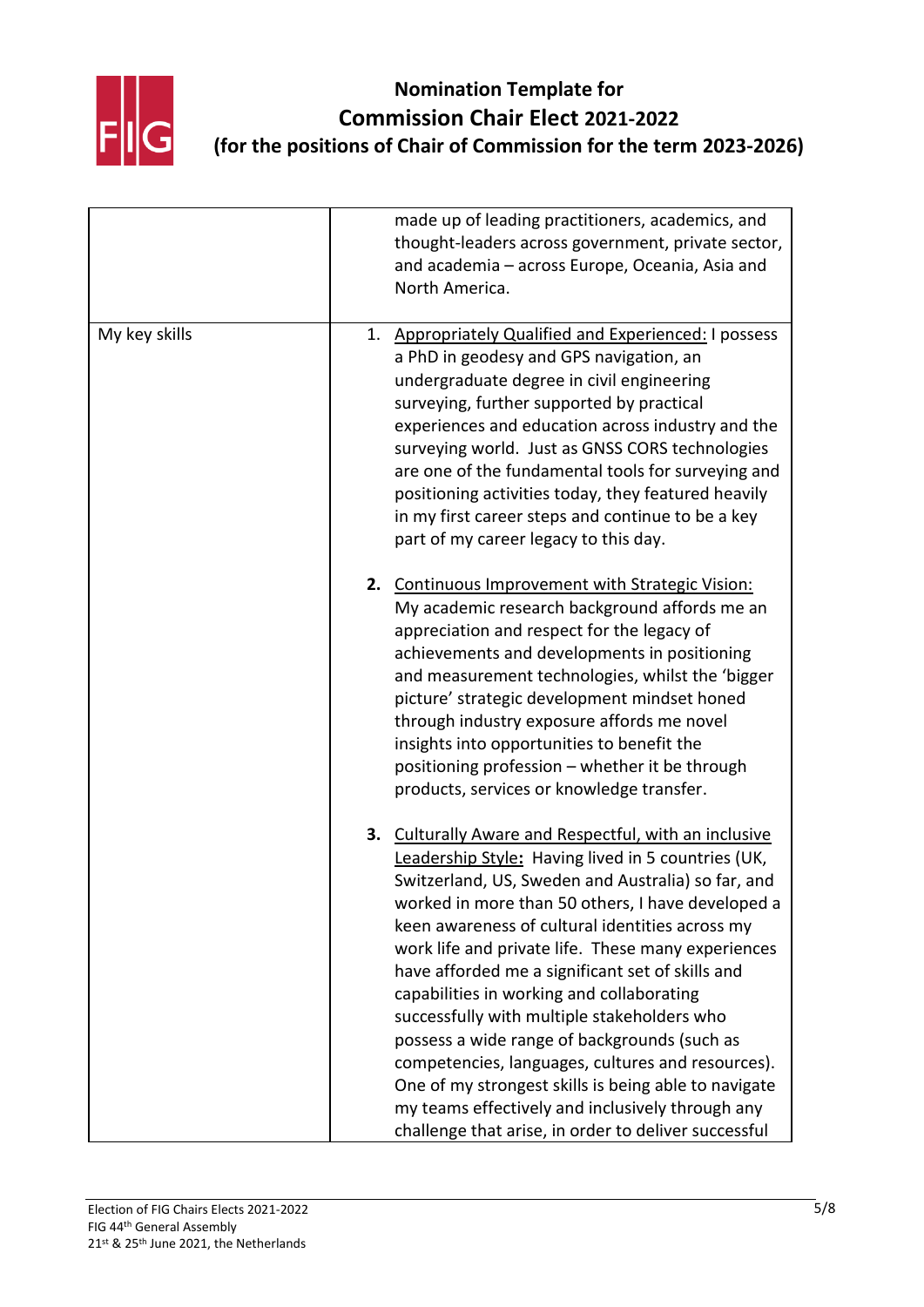# Nomination Template for Commission Chair Elect 2021-2022 (for the positions of Chair of Commission for the term 2023-2026)

| | |
|---|---|
| | made up of leading practitioners, academics, and thought-leaders across government, private sector, and academia – across Europe, Oceania, Asia and North America. |
| My key skills | 1. Appropriately Qualified and Experienced: I possess a PhD in geodesy and GPS navigation, an undergraduate degree in civil engineering surveying, further supported by practical experiences and education across industry and the surveying world. Just as GNSS CORS technologies are one of the fundamental tools for surveying and positioning activities today, they featured heavily in my first career steps and continue to be a key part of my career legacy to this day.<br><br>**2.** Continuous Improvement with Strategic Vision: My academic research background affords me an appreciation and respect for the legacy of achievements and developments in positioning and measurement technologies, whilst the 'bigger picture' strategic development mindset honed through industry exposure affords me novel insights into opportunities to benefit the positioning profession – whether it be through products, services or knowledge transfer.<br><br>**3.** Culturally Aware and Respectful, with an inclusive Leadership Style**:** Having lived in 5 countries (UK, Switzerland, US, Sweden and Australia) so far, and worked in more than 50 others, I have developed a keen awareness of cultural identities across my work life and private life. These many experiences have afforded me a significant set of skills and capabilities in working and collaborating successfully with multiple stakeholders who possess a wide range of backgrounds (such as competencies, languages, cultures and resources). One of my strongest skills is being able to navigate my teams effectively and inclusively through any challenge that arise, in order to deliver successful |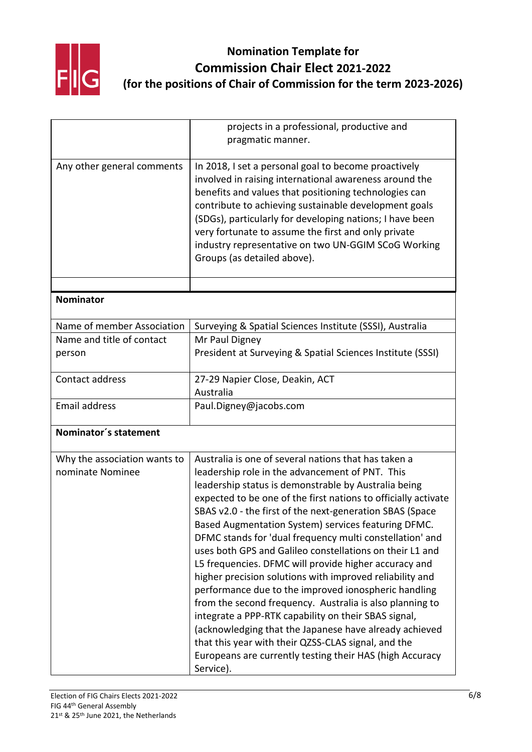# Nomination Template for Commission Chair Elect 2021-2022 (for the positions of Chair of Commission for the term 2023-2026)

| | |
|---|---|
| | projects in a professional, productive and pragmatic manner. |
| Any other general comments | In 2018, I set a personal goal to become proactively involved in raising international awareness around the benefits and values that positioning technologies can contribute to achieving sustainable development goals (SDGs), particularly for developing nations; I have been very fortunate to assume the first and only private industry representative on two UN-GGIM SCoG Working Groups (as detailed above). |
| | |

**Nominator**

| | |
|---|---|
| Name of member Association | Surveying & Spatial Sciences Institute (SSSI), Australia |
| Name and title of contact person | Mr Paul Digney<br>President at Surveying & Spatial Sciences Institute (SSSI) |
| Contact address | 27-29 Napier Close, Deakin, ACT<br>Australia |
| Email address | Paul.Digney@jacobs.com |

**Nominator´s statement**

| | |
|---|---|
| Why the association wants to nominate Nominee | Australia is one of several nations that has taken a leadership role in the advancement of PNT. This leadership status is demonstrable by Australia being expected to be one of the first nations to officially activate SBAS v2.0 - the first of the next-generation SBAS (Space Based Augmentation System) services featuring DFMC. DFMC stands for 'dual frequency multi constellation' and uses both GPS and Galileo constellations on their L1 and L5 frequencies. DFMC will provide higher accuracy and higher precision solutions with improved reliability and performance due to the improved ionospheric handling from the second frequency. Australia is also planning to integrate a PPP-RTK capability on their SBAS signal, (acknowledging that the Japanese have already achieved that this year with their QZSS-CLAS signal, and the Europeans are currently testing their HAS (high Accuracy Service). |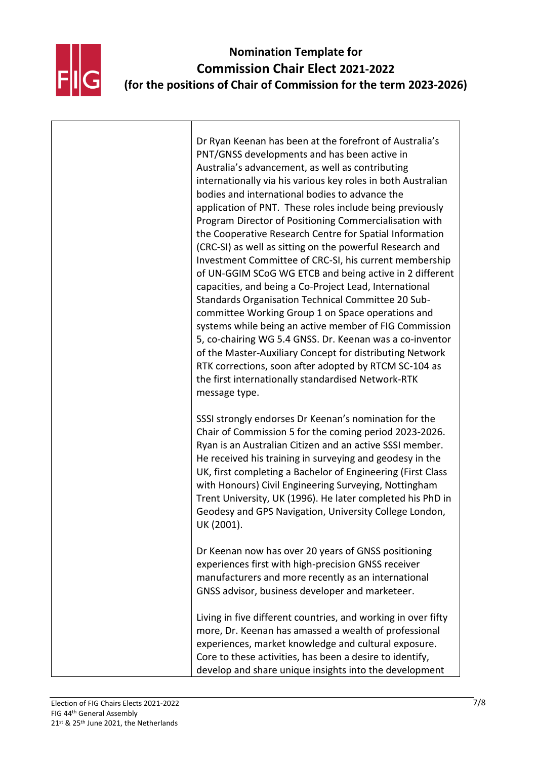# Nomination Template for Commission Chair Elect 2021-2022 (for the positions of Chair of Commission for the term 2023-2026)

| | |
|---|---|
| | Dr Ryan Keenan has been at the forefront of Australia's PNT/GNSS developments and has been active in Australia's advancement, as well as contributing internationally via his various key roles in both Australian bodies and international bodies to advance the application of PNT. These roles include being previously Program Director of Positioning Commercialisation with the Cooperative Research Centre for Spatial Information (CRC-SI) as well as sitting on the powerful Research and Investment Committee of CRC-SI, his current membership of UN-GGIM SCoG WG ETCB and being active in 2 different capacities, and being a Co-Project Lead, International Standards Organisation Technical Committee 20 Sub-committee Working Group 1 on Space operations and systems while being an active member of FIG Commission 5, co-chairing WG 5.4 GNSS. Dr. Keenan was a co-inventor of the Master-Auxiliary Concept for distributing Network RTK corrections, soon after adopted by RTCM SC-104 as the first internationally standardised Network-RTK message type.<br><br>SSSI strongly endorses Dr Keenan's nomination for the Chair of Commission 5 for the coming period 2023-2026. Ryan is an Australian Citizen and an active SSSI member. He received his training in surveying and geodesy in the UK, first completing a Bachelor of Engineering (First Class with Honours) Civil Engineering Surveying, Nottingham Trent University, UK (1996). He later completed his PhD in Geodesy and GPS Navigation, University College London, UK (2001).<br><br>Dr Keenan now has over 20 years of GNSS positioning experiences first with high-precision GNSS receiver manufacturers and more recently as an international GNSS advisor, business developer and marketeer.<br><br>Living in five different countries, and working in over fifty more, Dr. Keenan has amassed a wealth of professional experiences, market knowledge and cultural exposure. Core to these activities, has been a desire to identify, develop and share unique insights into the development |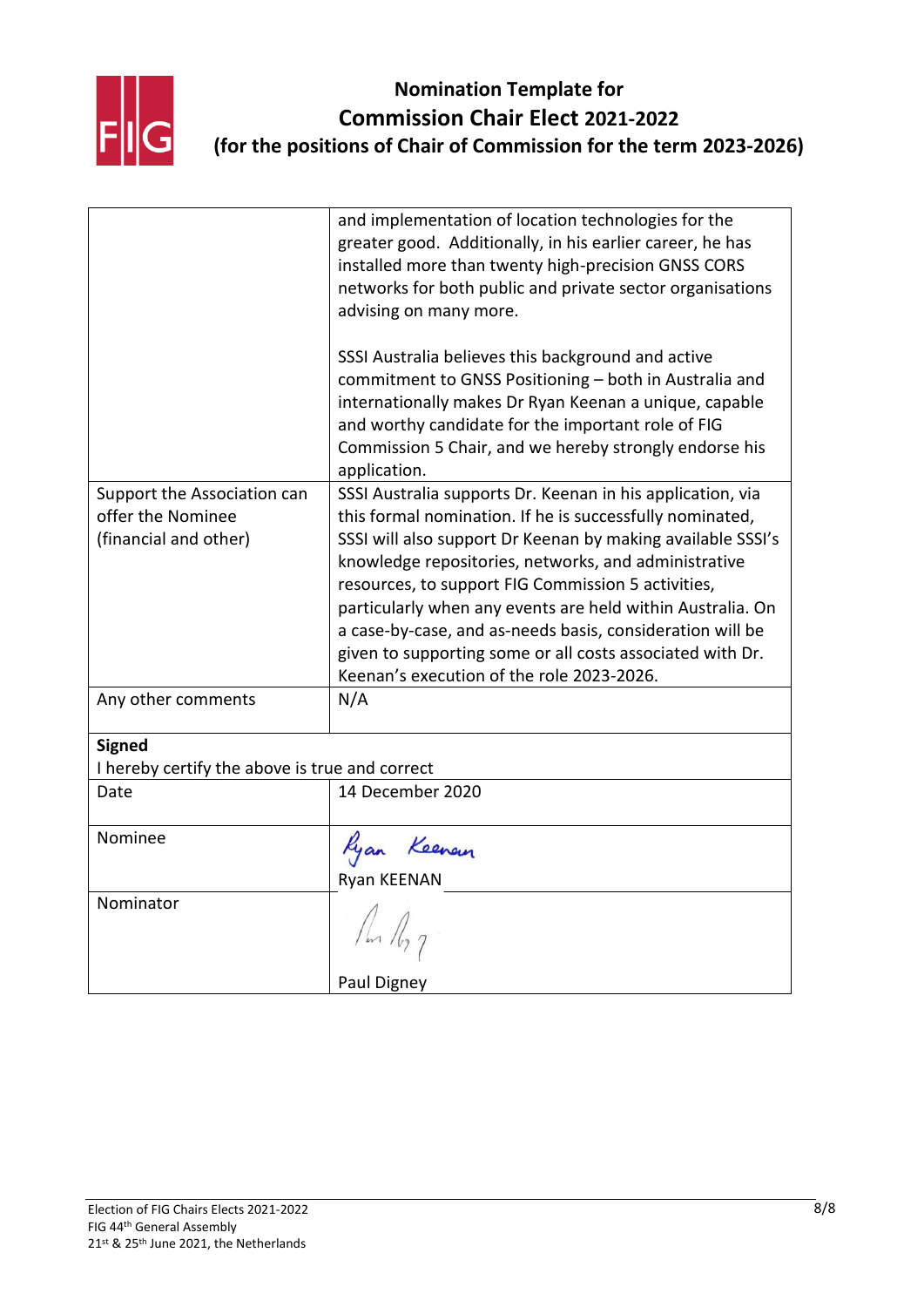# Nomination Template for Commission Chair Elect 2021-2022 (for the positions of Chair of Commission for the term 2023-2026)

| | |
|---|---|
| | and implementation of location technologies for the greater good. Additionally, in his earlier career, he has installed more than twenty high-precision GNSS CORS networks for both public and private sector organisations advising on many more.<br><br>SSSI Australia believes this background and active commitment to GNSS Positioning – both in Australia and internationally makes Dr Ryan Keenan a unique, capable and worthy candidate for the important role of FIG Commission 5 Chair, and we hereby strongly endorse his application. |
| Support the Association can offer the Nominee (financial and other) | SSSI Australia supports Dr. Keenan in his application, via this formal nomination. If he is successfully nominated, SSSI will also support Dr Keenan by making available SSSI's knowledge repositories, networks, and administrative resources, to support FIG Commission 5 activities, particularly when any events are held within Australia. On a case-by-case, and as-needs basis, consideration will be given to supporting some or all costs associated with Dr. Keenan's execution of the role 2023-2026. |
| Any other comments | N/A |
| **Signed**<br>I hereby certify the above is true and correct | |
| Date | 14 December 2020 |
| Nominee | Ryan Keenan<br>Ryan KEENAN |
| Nominator | Paul Digney |